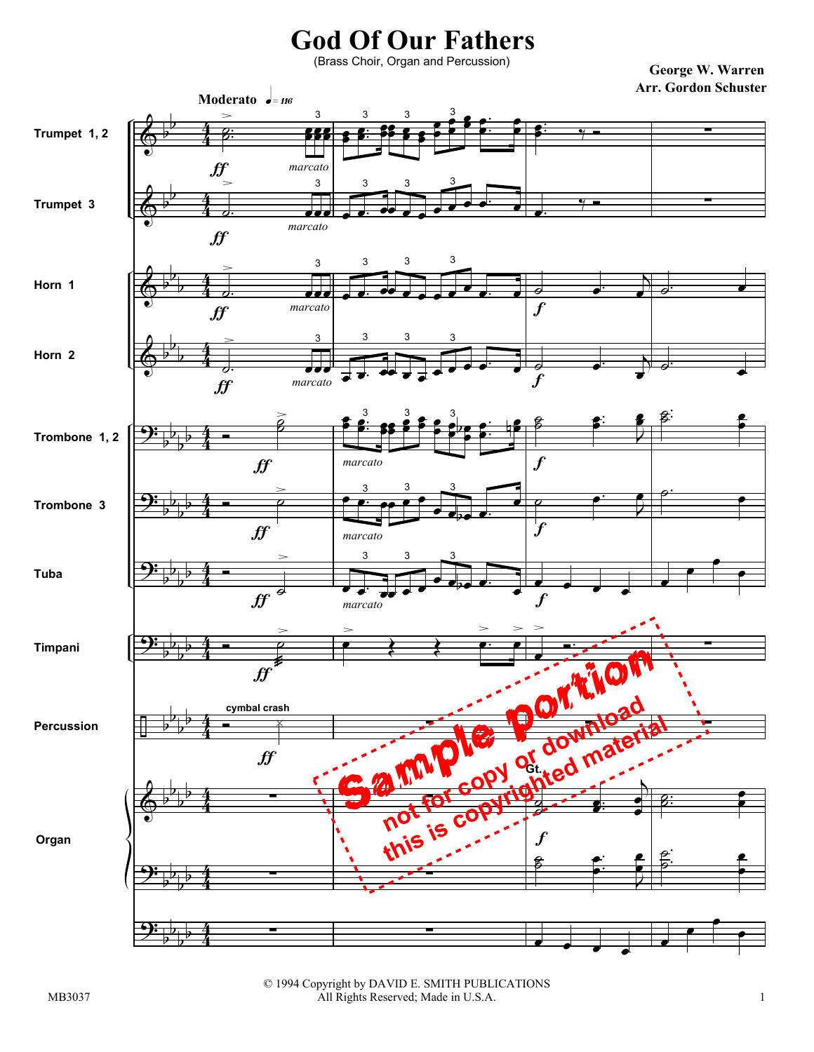# God Of Our Fathers

(Brass Choir, Organ and Percussion)

**George W. Warren**
**Arr. Gordon Schuster**

**Moderato** ♩ = 116

Trumpet 1, 2
Trumpet 3
Horn 1
Horn 2
Trombone 1, 2
Trombone 3
Tuba
Timpani
Percussion
Organ

ff *marcato* f

cymbal crash

Gt.

Sample portion
not for copy or download
this is copyrighted material

© 1994 Copyright by DAVID E. SMITH PUBLICATIONS
All Rights Reserved; Made in U.S.A.

MB3037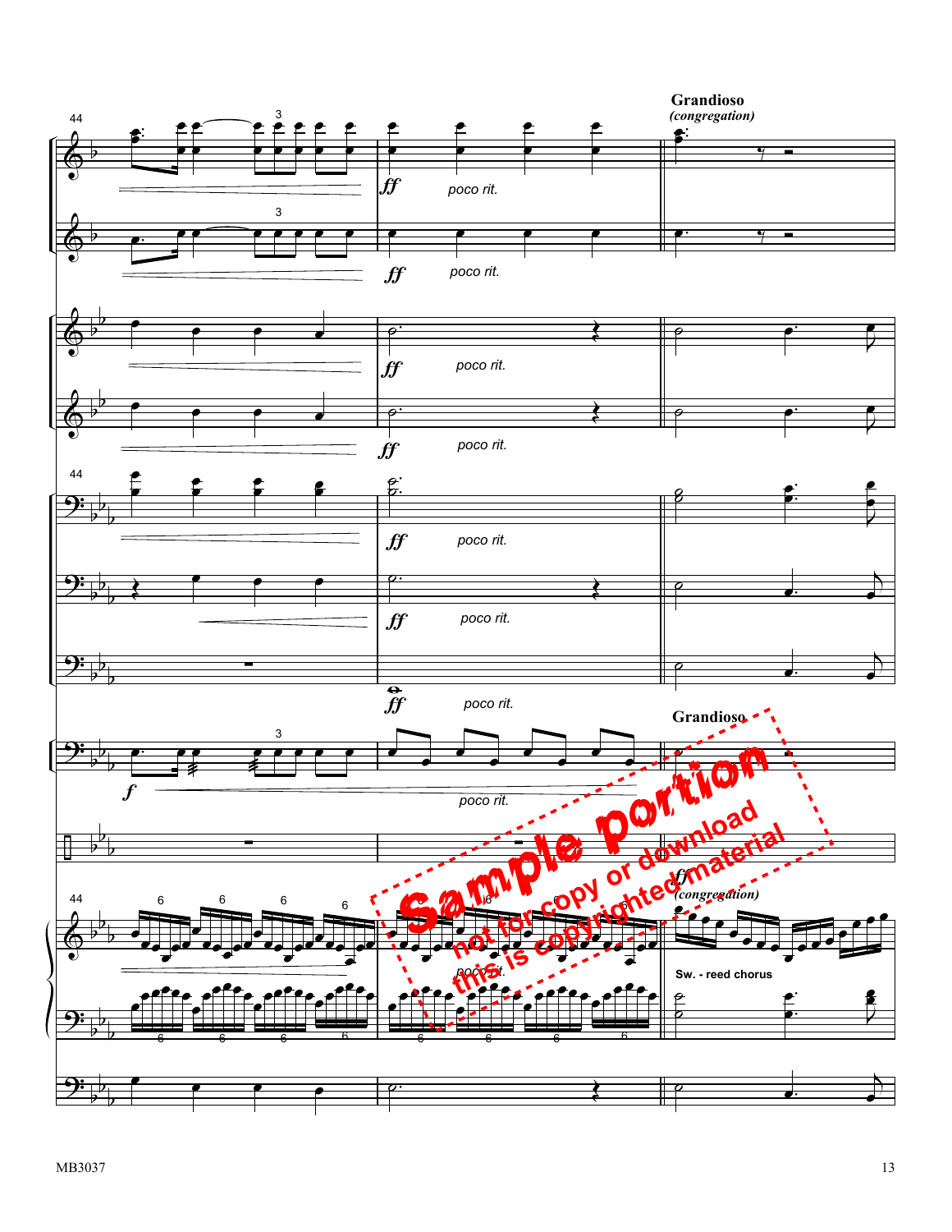**Grandioso**

*(congregation)*

*poco rit.*

**Grandioso**

*(congregation)*

Sw. - reed chorus

Sample portion
not for copy or download
this is copyrighted material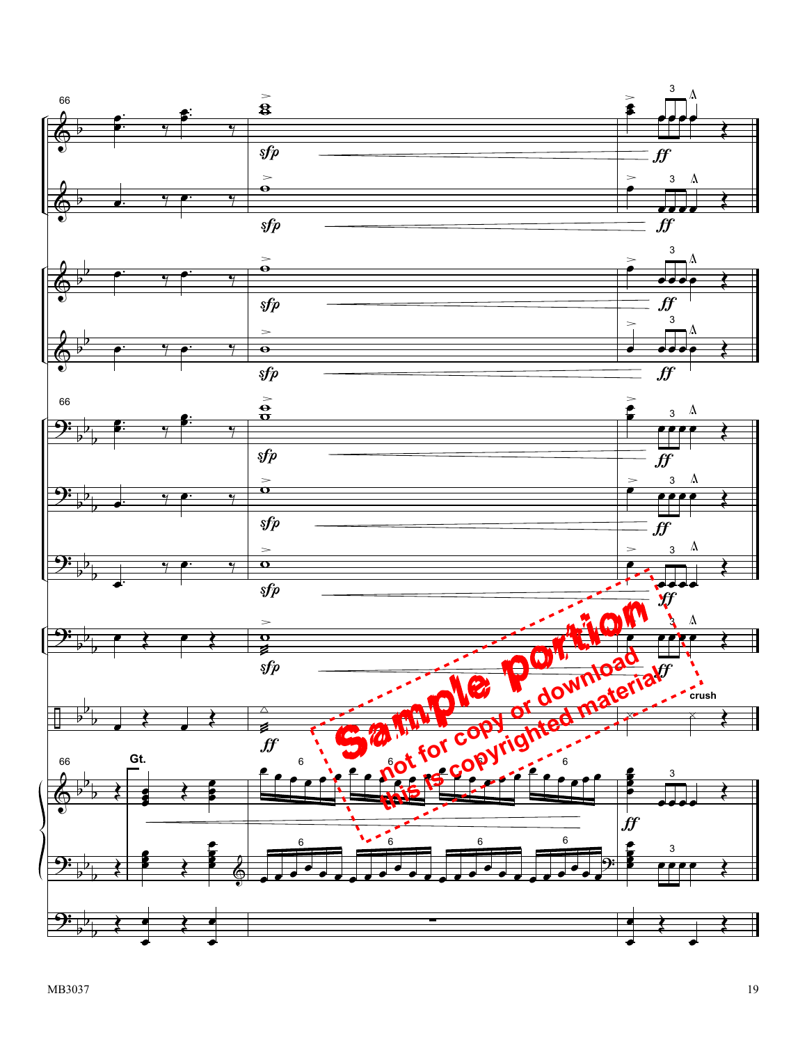Sample portion
not for copy or download
this is copyrighted material